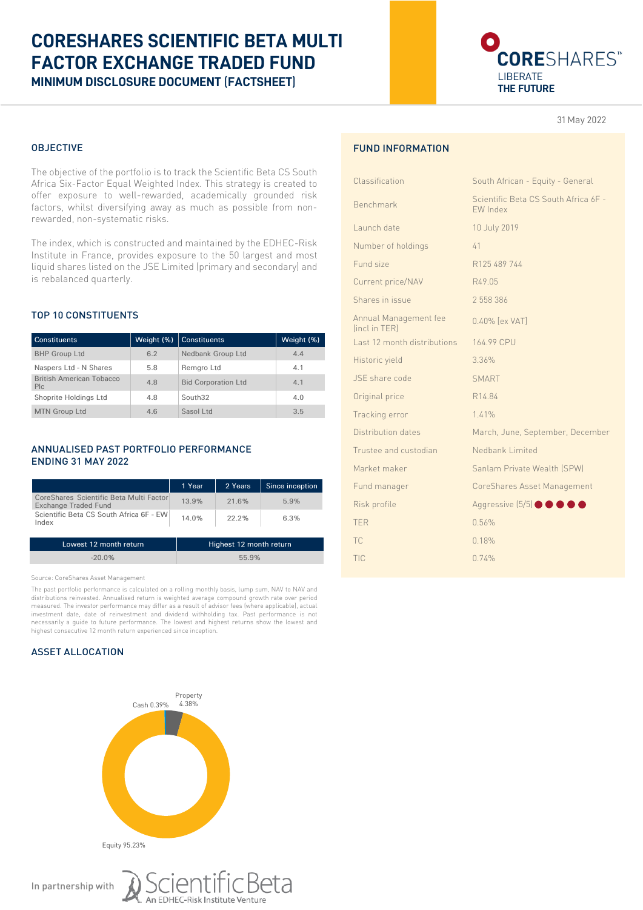# CORESHARES SCIENTIFIC BETA MULTI FACTOR EXCHANGE TRADED FUND

## MINIMUM DISCLOSURE DOCUMENT (FACTSHEET)

CORESHARES™
LIBERATE
**THE FUTURE**

31 May 2022

## OBJECTIVE

The objective of the portfolio is to track the Scientific Beta CS South Africa Six-Factor Equal Weighted Index. This strategy is created to offer exposure to well-rewarded, academically grounded risk factors, whilst diversifying away as much as possible from non-rewarded, non-systematic risks.

The index, which is constructed and maintained by the EDHEC-Risk Institute in France, provides exposure to the 50 largest and most liquid shares listed on the JSE Limited (primary and secondary) and is rebalanced quarterly.

## TOP 10 CONSTITUENTS

| Constituents | Weight (%) | Constituents | Weight (%) |
|---|---|---|---|
| BHP Group Ltd | 6.2 | Nedbank Group Ltd | 4.4 |
| Naspers Ltd - N Shares | 5.8 | Remgro Ltd | 4.1 |
| British American Tobacco Plc | 4.8 | Bid Corporation Ltd | 4.1 |
| Shoprite Holdings Ltd | 4.8 | South32 | 4.0 |
| MTN Group Ltd | 4.6 | Sasol Ltd | 3.5 |

## ANNUALISED PAST PORTFOLIO PERFORMANCE ENDING 31 MAY 2022

| | 1 Year | 2 Years | Since inception |
|---|---|---|---|
| CoreShares Scientific Beta Multi Factor Exchange Traded Fund | 13.9% | 21.6% | 5.9% |
| Scientific Beta CS South Africa 6F - EW Index | 14.0% | 22.2% | 6.3% |

| Lowest 12 month return | Highest 12 month return |
|---|---|
| -20.0% | 55.9% |

Source: CoreShares Asset Management

The past portfolio performance is calculated on a rolling monthly basis, lump sum, NAV to NAV and distributions reinvested. Annualised return is weighted average compound growth rate over period measured. The investor performance may differ as a result of advisor fees (where applicable), actual investment date, date of reinvestment and dividend withholding tax. Past performance is not necessarily a guide to future performance. The lowest and highest returns show the lowest and highest consecutive 12 month return experienced since inception.

## ASSET ALLOCATION

- Equity 95.23%
- Property 4.38%
- Cash 0.39%

## FUND INFORMATION

| | |
|---|---|
| Classification | South African - Equity - General |
| Benchmark | Scientific Beta CS South Africa 6F - EW Index |
| Launch date | 10 July 2019 |
| Number of holdings | 41 |
| Fund size | R125 489 744 |
| Current price/NAV | R49.05 |
| Shares in issue | 2 558 386 |
| Annual Management fee (incl in TER) | 0.40% (ex VAT) |
| Last 12 month distributions | 164.99 CPU |
| Historic yield | 3.36% |
| JSE share code | SMART |
| Original price | R14.84 |
| Tracking error | 1.41% |
| Distribution dates | March, June, September, December |
| Trustee and custodian | Nedbank Limited |
| Market maker | Sanlam Private Wealth (SPW) |
| Fund manager | CoreShares Asset Management |
| Risk profile | Aggressive (5/5) ●●●●● |
| TER | 0.56% |
| TC | 0.18% |
| TIC | 0.74% |

In partnership with ScientificBeta – An EDHEC-Risk Institute Venture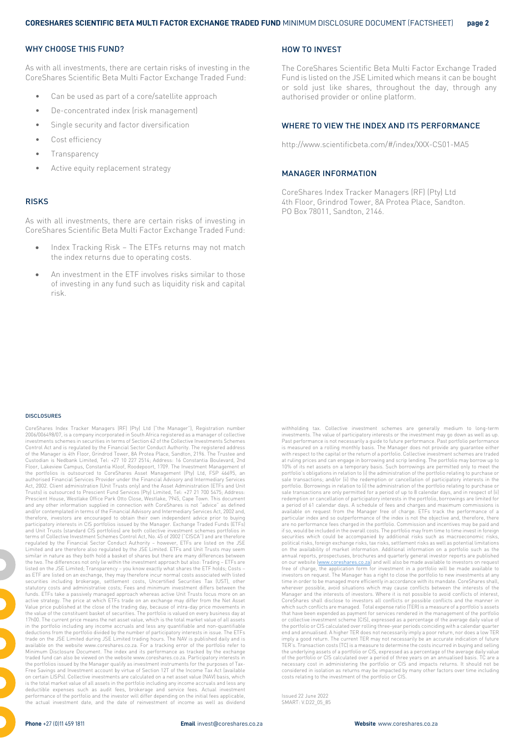## WHY CHOOSE THIS FUND?

As with all investments, there are certain risks of investing in the CoreShares Scientific Beta Multi Factor Exchange Traded Fund:

- Can be used as part of a core/satellite approach
- De-concentrated index (risk management)
- Single security and factor diversification
- Cost efficiency
- Transparency
- Active equity replacement strategy

## RISKS

As with all investments, there are certain risks of investing in CoreShares Scientific Beta Multi Factor Exchange Traded Fund:

- Index Tracking Risk – The ETFs returns may not match the index returns due to operating costs.
- An investment in the ETF involves risks similar to those of investing in any fund such as liquidity risk and capital risk.

## HOW TO INVEST

The CoreShares Scientific Beta Multi Factor Exchange Traded Fund is listed on the JSE Limited which means it can be bought or sold just like shares, throughout the day, through any authorised provider or online platform.

## WHERE TO VIEW THE INDEX AND ITS PERFORMANCE

http://www.scientificbeta.com/#/index/XXX-CS01-MA5

## MANAGER INFORMATION

CoreShares Index Tracker Managers (RF) (Pty) Ltd
4th Floor, Grindrod Tower, 8A Protea Place, Sandton.
PO Box 78011, Sandton, 2146.

### DISCLOSURES

CoreShares Index Tracker Managers (RF) (Pty) Ltd ("the Manager"), Registration number 2006/006498/07, is a company incorporated in South Africa registered as a manager of collective investments schemes in securities in terms of Section 42 of the Collective Investments Schemes Control Act and is regulated by the Financial Sector Conduct Authority. The registered address of the Manager is 4th Floor, Grindrod Tower, 8A Protea Place, Sandton, 2196. The Trustee and Custodian is Nedbank Limited, Tel: +27 10 227 2514; Address: 16 Constantia Boulevard, 2nd Floor, Lakeview Campus, Constantia Kloof, Roodepoort, 1709. The Investment Management of the portfolios is outsourced to CoreShares Asset Management (Pty) Ltd, FSP 46695, an authorised Financial Services Provider under the Financial Advisory and Intermediary Services Act, 2002. Client administration (Unit Trusts only) and the Asset Administration (ETFs and Unit Trusts) is outsourced to Prescient Fund Services (Pty) Limited, Tel: +27 21 700 5475; Address: Prescient House, Westlake Office Park Otto Close, Westlake, 7945, Cape Town. This document and any other information supplied in connection with CoreShares is not "advice" as defined and/or contemplated in terms of the Financial Advisory and Intermediary Services Act, 2002 and, therefore, investors are encouraged to obtain their own independent advice prior to buying participatory interests in CIS portfolios issued by the Manager. Exchange Traded Funds (ETFs) and Unit Trusts (standard CIS portfolios) are both collective investment schemes portfolios in terms of Collective Investment Schemes Control Act, No. 45 of 2002 ("CISCA") and are therefore regulated by the Financial Sector Conduct Authority – however, ETFs are listed on the JSE Limited and are therefore also regulated by the JSE Limited. ETFs and Unit Trusts may seem similar in nature as they both hold a basket of shares but there are many differences between the two. The differences not only lie within the investment approach but also: Trading – ETFs are listed on the JSE Limited; Transparency – you know exactly what shares the ETF holds; Costs – as ETF are listed on an exchange, they may therefore incur normal costs associated with listed securities including brokerage, settlement costs, Uncertified Securities Tax (UST), other statutory costs and administrative costs; Fees and minimum investment differs between the funds. ETFs take a passively managed approach whereas active Unit Trusts focus more on an active strategy. The price at which ETFs trade on an exchange may differ from the Net Asset Value price published at the close of the trading day, because of intra-day price movements in the value of the constituent basket of securities. The portfolio is valued on every business day at 17h00. The current price means the net asset value, which is the total market value of all assets in the portfolio including any income accruals and less any quantifiable and non-quantifiable deductions from the portfolio divided by the number of participatory interests in issue. The ETFs trade on the JSE Limited during JSE Limited trading hours. The NAV is published daily and is available on the website www.coreshares.co.za. For a tracking error of the portfolio refer to Minimum Disclosure Document. The index and its performance as tracked by the exchange traded fund can also be viewed on the website www.coreshares.co.za. Participatory interests in the portfolios issued by the Manager qualify as investment instruments for the purposes of Tax-Free Savings and Investment account by virtue of Section 12T of the Income Tax Act (available on certain LISPs). Collective investments are calculated on a net asset value (NAV) basis, which is the total market value of all assets in the portfolio including any income accruals and less any deductible expenses such as audit fees, brokerage and service fees. Actual investment performance of the portfolio and the investor will differ depending on the initial fees applicable, the actual investment date, and the date of reinvestment of income as well as dividend withholding tax. Collective investment schemes are generally medium to long-term investments. The value of participatory interests or the investment may go down as well as up. Past performance is not necessarily a guide to future performance. Past portfolio performance is measured on a rolling monthly basis. The Manager does not provide any guarantee either with respect to the capital or the return of a portfolio. Collective investment schemes are traded at ruling prices and can engage in borrowing and scrip lending. The portfolio may borrow up to 10% of its net assets on a temporary basis. Such borrowings are permitted only to meet the portfolio's obligations in relation to (i) the administration of the portfolio relating to purchase or sale transactions; and/or (ii) the redemption or cancellation of participatory interests in the portfolio. Borrowings in relation to (i) the administration of the portfolio relating to purchase or sale transactions are only permitted for a period of up to 8 calendar days, and in respect of (ii) redemption or cancellation of participatory interests in the portfolio, borrowings are limited for a period of 61 calendar days. A schedule of fees and charges and maximum commissions is available on request from the Manager free of charge. ETFs track the performance of a particular index and so outperformance of the index is not the objective and, therefore, there are no performance fees charged in the portfolio. Commission and incentives may be paid and if so, would be included in the overall costs. The portfolio may from time to time invest in foreign securities which could be accompanied by additional risks such as macroeconomic risks, political risks, foreign exchange risks, tax risks, settlement risks as well as potential limitations on the availability of market information. Additional information on a portfolio such as the annual reports, prospectuses, brochures and quarterly general investor reports are published on our website (www.coreshares.co.za) and will also be made available to investors on request free of charge, the application form for investment in a portfolio will be made available to investors on request. The Manager has a right to close the portfolio to new investments at any time in order to be managed more efficiently in accordance with its mandate. CoreShares shall, wherever possible, avoid situations which may cause conflicts between the interests of the Manager and the interests of investors. Where it is not possible to avoid conflicts of interest, CoreShares shall disclose to investors all conflicts or possible conflicts and the manner in which such conflicts are managed. Total expense ratio (TER) is a measure of a portfolio's assets that have been expended as payment for services rendered in the management of the portfolio or collective investment scheme (CIS), expressed as a percentage of the average daily value of the portfolio or CIS calculated over rolling three-year periods coinciding with a calendar quarter end and annualised. A higher TER does not necessarily imply a poor return, nor does a low TER imply a good return. The current TER may not necessarily be an accurate indication of future TER's. Transaction costs (TC) is a measure to determine the costs incurred in buying and selling the underlying assets of a portfolio or CIS, expressed as a percentage of the average daily value of the portfolio or CIS calculated over a period of three years on an annualised basis. TC are a necessary cost in administering the portfolio or CIS and impacts returns. It should not be considered in isolation as returns may be impacted by many other factors over time including costs relating to the investment of the portfolio or CIS.

Issued 22 June 2022
SMART: V.D22_05_85

**Phone** +27 (0)11 459 1811 **Email** invest@coreshares.co.za **Website** www.coreshares.co.za